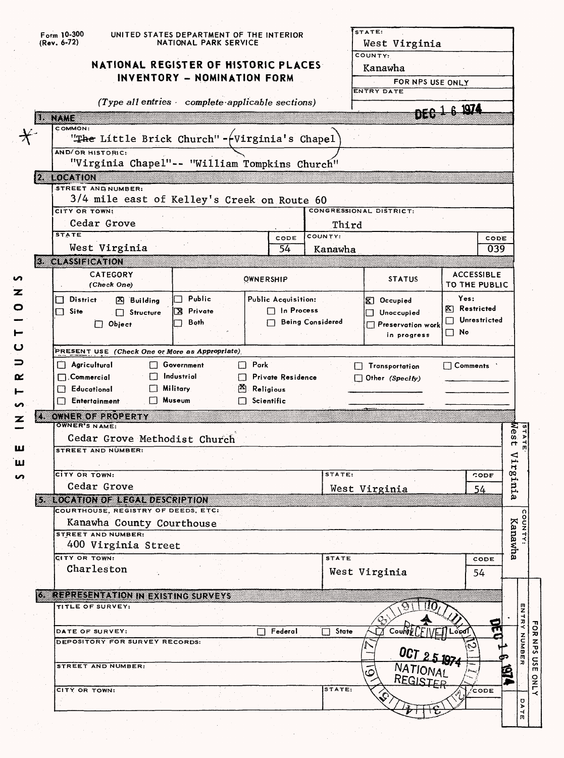Form 10-300 (Rev. 6-72)

UNITED STATES DEPARTMENT OF THE INTERIOR
NATIONAL PARK SERVICE

# NATIONAL REGISTER OF HISTORIC PLACES INVENTORY – NOMINATION FORM

*(Type all entries · complete applicable sections)*

| STATE: | West Virginia |
|---|---|
| COUNTY: | Kanawha |
| FOR NPS USE ONLY | |
| ENTRY DATE | DEC 1 6 1974 |

## 1. NAME

COMMON:
~~"The~~ Little Brick Church" --(Virginia's Chapel)

AND/OR HISTORIC:
"Virginia Chapel"-- "William Tompkins Church"

## 2. LOCATION

STREET AND NUMBER:
3/4 mile east of Kelley's Creek on Route 60

CITY OR TOWN: Cedar Grove

CONGRESSIONAL DISTRICT: Third

| STATE | CODE | COUNTY: | CODE |
|---|---|---|---|
| West Virginia | 54 | Kanawha | 039 |

## 3. CLASSIFICATION

| CATEGORY (Check One) | OWNERSHIP | | STATUS | ACCESSIBLE TO THE PUBLIC |
|---|---|---|---|---|
| ☐ District ☒ Building | ☐ Public | Public Acquisition: | ☒ Occupied | Yes: |
| ☐ Site ☐ Structure | ☒ Private | ☐ In Process | ☐ Unoccupied | ☒ Restricted |
| ☐ Object | ☐ Both | ☐ Being Considered | ☐ Preservation work in progress | ☐ Unrestricted |
| | | | | ☐ No |

PRESENT USE *(Check One or More as Appropriate)*

| | | | | |
|---|---|---|---|---|
| ☐ Agricultural | ☐ Government | ☐ Park | ☐ Transportation | ☐ Comments |
| ☐ Commercial | ☐ Industrial | ☐ Private Residence | ☐ Other *(Specify)* | |
| ☐ Educational | ☐ Military | ☒ Religious | | |
| ☐ Entertainment | ☐ Museum | ☐ Scientific | | |

SEE INSTRUCTIONS

## 4. OWNER OF PROPERTY

OWNER'S NAME:
Cedar Grove Methodist Church

STREET AND NUMBER:

| CITY OR TOWN: | STATE: | CODE |
|---|---|---|
| Cedar Grove | West Virginia | 54 |

STATE: West Virginia

## 5. LOCATION OF LEGAL DESCRIPTION

COURTHOUSE, REGISTRY OF DEEDS, ETC:
Kanawha County Courthouse

STREET AND NUMBER:
400 Virginia Street

| CITY OR TOWN: | STATE | CODE |
|---|---|---|
| Charleston | West Virginia | 54 |

COUNTY: Kanawha

## 6. REPRESENTATION IN EXISTING SURVEYS

TITLE OF SURVEY:

DATE OF SURVEY: ☐ Federal ☐ State ☐ County ☐ Local

DEPOSITORY FOR SURVEY RECORDS:

STREET AND NUMBER:

CITY OR TOWN: STATE: CODE

RECEIVED OCT 25 1974 NATIONAL REGISTER

FOR NPS USE ONLY
ENTRY NUMBER
DATE: DEC 16 1974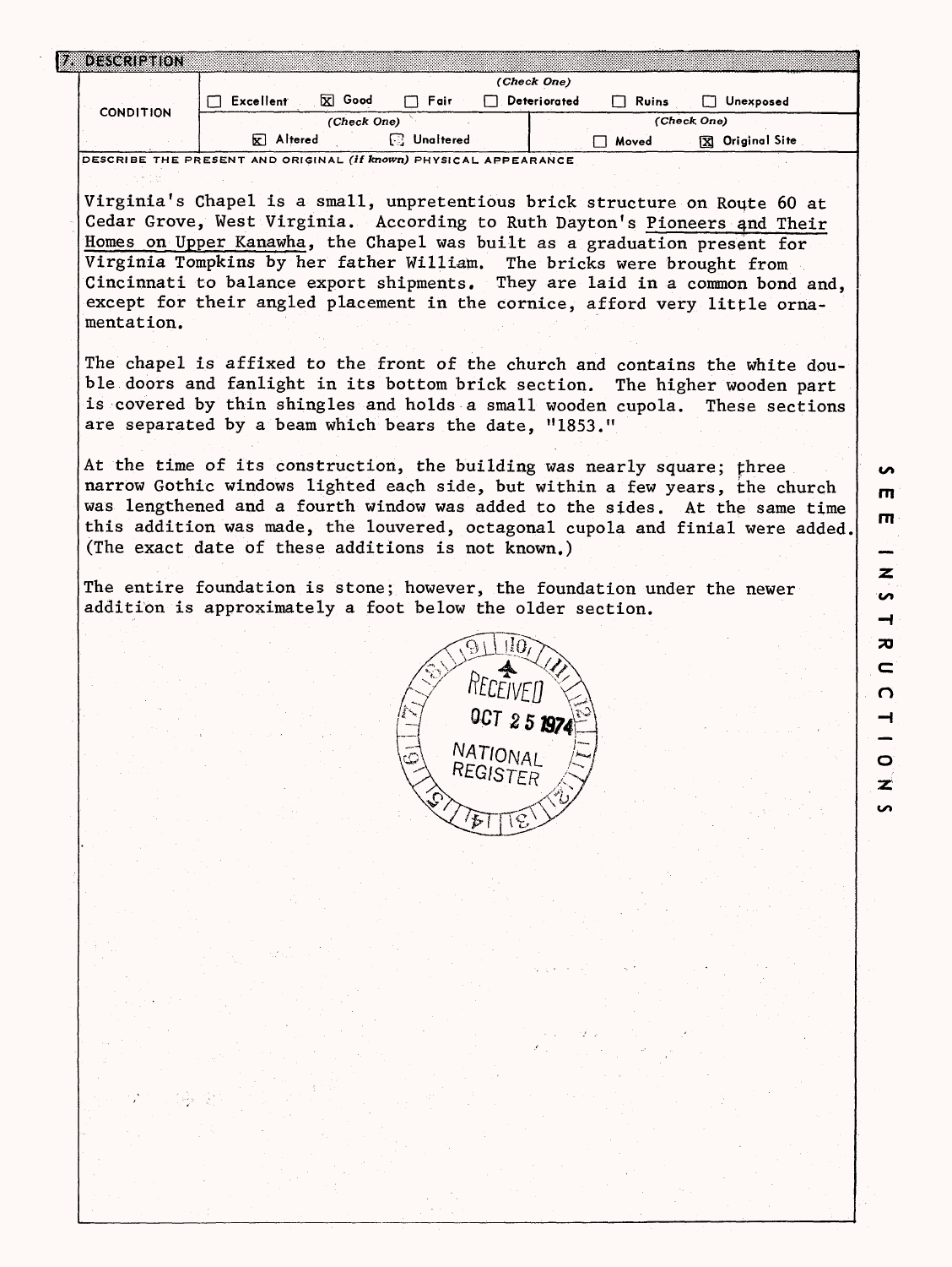## 7. DESCRIPTION

| CONDITION | (Check One) | | | | | |
|---|---|---|---|---|---|---|
| | ☐ Excellent | ☒ Good | ☐ Fair | ☐ Deteriorated | ☐ Ruins | ☐ Unexposed |
| | (Check One) | | | (Check One) | | |
| | ☒ Altered | ☐ Unaltered | | ☐ Moved | ☒ Original Site | |

DESCRIBE THE PRESENT AND ORIGINAL *(if known)* PHYSICAL APPEARANCE

Virginia's Chapel is a small, unpretentious brick structure on Route 60 at Cedar Grove, West Virginia. According to Ruth Dayton's Pioneers and Their Homes on Upper Kanawha, the Chapel was built as a graduation present for Virginia Tompkins by her father William. The bricks were brought from Cincinnati to balance export shipments. They are laid in a common bond and, except for their angled placement in the cornice, afford very little ornamentation.

The chapel is affixed to the front of the church and contains the white double doors and fanlight in its bottom brick section. The higher wooden part is covered by thin shingles and holds a small wooden cupola. These sections are separated by a beam which bears the date, "1853."

At the time of its construction, the building was nearly square; three narrow Gothic windows lighted each side, but within a few years, the church was lengthened and a fourth window was added to the sides. At the same time this addition was made, the louvered, octagonal cupola and finial were added. (The exact date of these additions is not known.)

The entire foundation is stone; however, the foundation under the newer addition is approximately a foot below the older section.

RECEIVED OCT 25 1974 NATIONAL REGISTER

SEE INSTRUCTIONS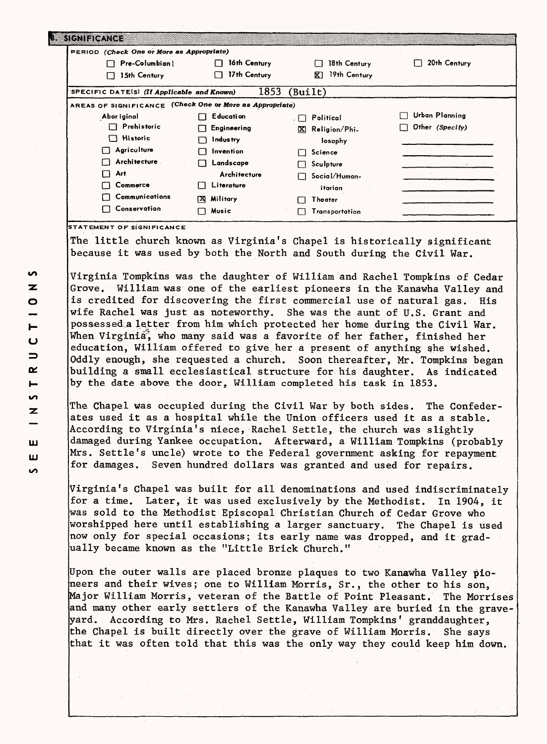## 8. SIGNIFICANCE

**PERIOD** *(Check One or More as Appropriate)*

- [ ] Pre-Columbian
- [ ] 15th Century
- [ ] 16th Century
- [ ] 17th Century
- [ ] 18th Century
- [x] 19th Century
- [ ] 20th Century

**SPECIFIC DATE(S)** *(If Applicable and Known)* 1853 (Built)

**AREAS OF SIGNIFICANCE** *(Check One or More as Appropriate)*

- Aboriginal
  - [ ] Prehistoric
  - [ ] Historic
- [ ] Agriculture
- [ ] Architecture
- [ ] Art
- [ ] Commerce
- [ ] Communications
- [ ] Conservation
- [ ] Education
- [ ] Engineering
- [ ] Industry
- [ ] Invention
- [ ] Landscape Architecture
- [ ] Literature
- [x] Military
- [ ] Music
- [ ] Political
- [x] Religion/Philosophy
- [ ] Science
- [ ] Sculpture
- [ ] Social/Humanitarian
- [ ] Theater
- [ ] Transportation
- [ ] Urban Planning
- [ ] Other *(Specify)*

**STATEMENT OF SIGNIFICANCE**

The little church known as Virginia's Chapel is historically significant because it was used by both the North and South during the Civil War.

Virginia Tompkins was the daughter of William and Rachel Tompkins of Cedar Grove. William was one of the earliest pioneers in the Kanawha Valley and is credited for discovering the first commercial use of natural gas. His wife Rachel was just as noteworthy. She was the aunt of U.S. Grant and possessed a letter from him which protected her home during the Civil War. When Virginia, who many said was a favorite of her father, finished her education, William offered to give her a present of anything she wished. Oddly enough, she requested a church. Soon thereafter, Mr. Tompkins began building a small ecclesiastical structure for his daughter. As indicated by the date above the door, William completed his task in 1853.

The Chapel was occupied during the Civil War by both sides. The Confederates used it as a hospital while the Union officers used it as a stable. According to Virginia's niece, Rachel Settle, the church was slightly damaged during Yankee occupation. Afterward, a William Tompkins (probably Mrs. Settle's uncle) wrote to the Federal government asking for repayment for damages. Seven hundred dollars was granted and used for repairs.

Virginia's Chapel was built for all denominations and used indiscriminately for a time. Later, it was used exclusively by the Methodist. In 1904, it was sold to the Methodist Episcopal Christian Church of Cedar Grove who worshipped here until establishing a larger sanctuary. The Chapel is used now only for special occasions; its early name was dropped, and it gradually became known as the "Little Brick Church."

Upon the outer walls are placed bronze plaques to two Kanawha Valley pioneers and their wives; one to William Morris, Sr., the other to his son, Major William Morris, veteran of the Battle of Point Pleasant. The Morrises and many other early settlers of the Kanawha Valley are buried in the graveyard. According to Mrs. Rachel Settle, William Tompkins' granddaughter, the Chapel is built directly over the grave of William Morris. She says that it was often told that this was the only way they could keep him down.

SEE INSTRUCTIONS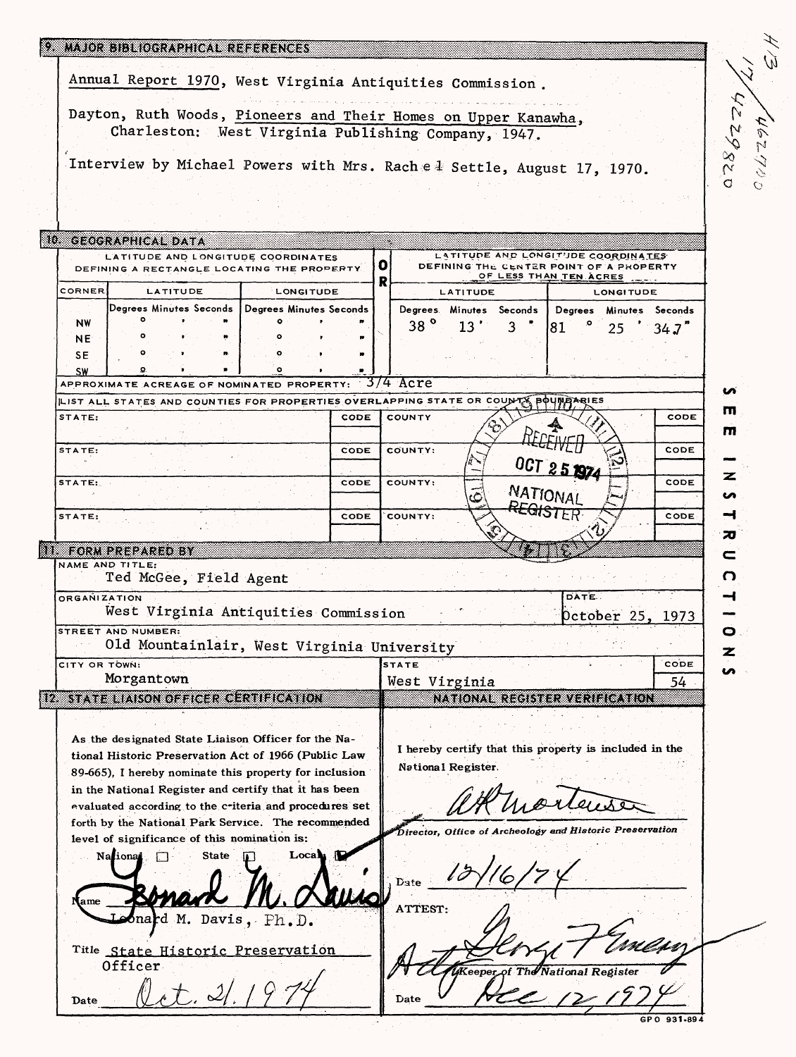## 9. MAJOR BIBLIOGRAPHICAL REFERENCES

Annual Report 1970, West Virginia Antiquities Commission.

Dayton, Ruth Woods, Pioneers and Their Homes on Upper Kanawha, Charleston: West Virginia Publishing Company, 1947.

Interview by Michael Powers with Mrs. Rachel Settle, August 17, 1970.

## 10. GEOGRAPHICAL DATA

| LATITUDE AND LONGITUDE COORDINATES DEFINING A RECTANGLE LOCATING THE PROPERTY | | | O R | LATITUDE AND LONGITUDE COORDINATES DEFINING THE CENTER POINT OF A PROPERTY OF LESS THAN TEN ACRES | |
|---|---|---|---|---|---|
| CORNER | LATITUDE | LONGITUDE | | LATITUDE | LONGITUDE |
| | Degrees Minutes Seconds | Degrees Minutes Seconds | | Degrees Minutes Seconds | Degrees Minutes Seconds |
| NW | ° ' " | ° ' " | | 38° 13' 3" | 81° 25' 34.7" |
| NE | ° ' " | ° ' " | | | |
| SE | ° ' " | ° ' " | | | |
| SW | ° ' " | ° ' " | | | |

APPROXIMATE ACREAGE OF NOMINATED PROPERTY: 3/4 Acre

LIST ALL STATES AND COUNTIES FOR PROPERTIES OVERLAPPING STATE OR COUNTY BOUNDARIES

| STATE: | CODE | COUNTY | CODE |
|---|---|---|---|
| STATE: | CODE | COUNTY: | CODE |
| STATE: | CODE | COUNTY: | CODE |
| STATE: | CODE | COUNTY: | CODE |

RECEIVED OCT 25 1974 NATIONAL REGISTER

SEE INSTRUCTIONS

## 11. FORM PREPARED BY

NAME AND TITLE:
Ted McGee, Field Agent

ORGANIZATION: West Virginia Antiquities Commission

DATE: October 25, 1973

STREET AND NUMBER: Old Mountainlair, West Virginia University

CITY OR TOWN: Morgantown

STATE: West Virginia

CODE: 54

## 12. STATE LIAISON OFFICER CERTIFICATION

As the designated State Liaison Officer for the National Historic Preservation Act of 1966 (Public Law 89-665), I hereby nominate this property for inclusion in the National Register and certify that it has been evaluated according to the criteria and procedures set forth by the National Park Service. The recommended level of significance of this nomination is:

National ☐ State ☐ Local ☑

Name: Leonard M. Davis, Ph.D.

Title: State Historic Preservation Officer

Date: Oct. 21, 1974

## NATIONAL REGISTER VERIFICATION

I hereby certify that this property is included in the National Register.

A R Mortensen

Director, Office of Archeology and Historic Preservation

Date: 12/16/74

ATTEST:

George F Emery

Acting Keeper of The National Register

Date: Dec 12, 1974